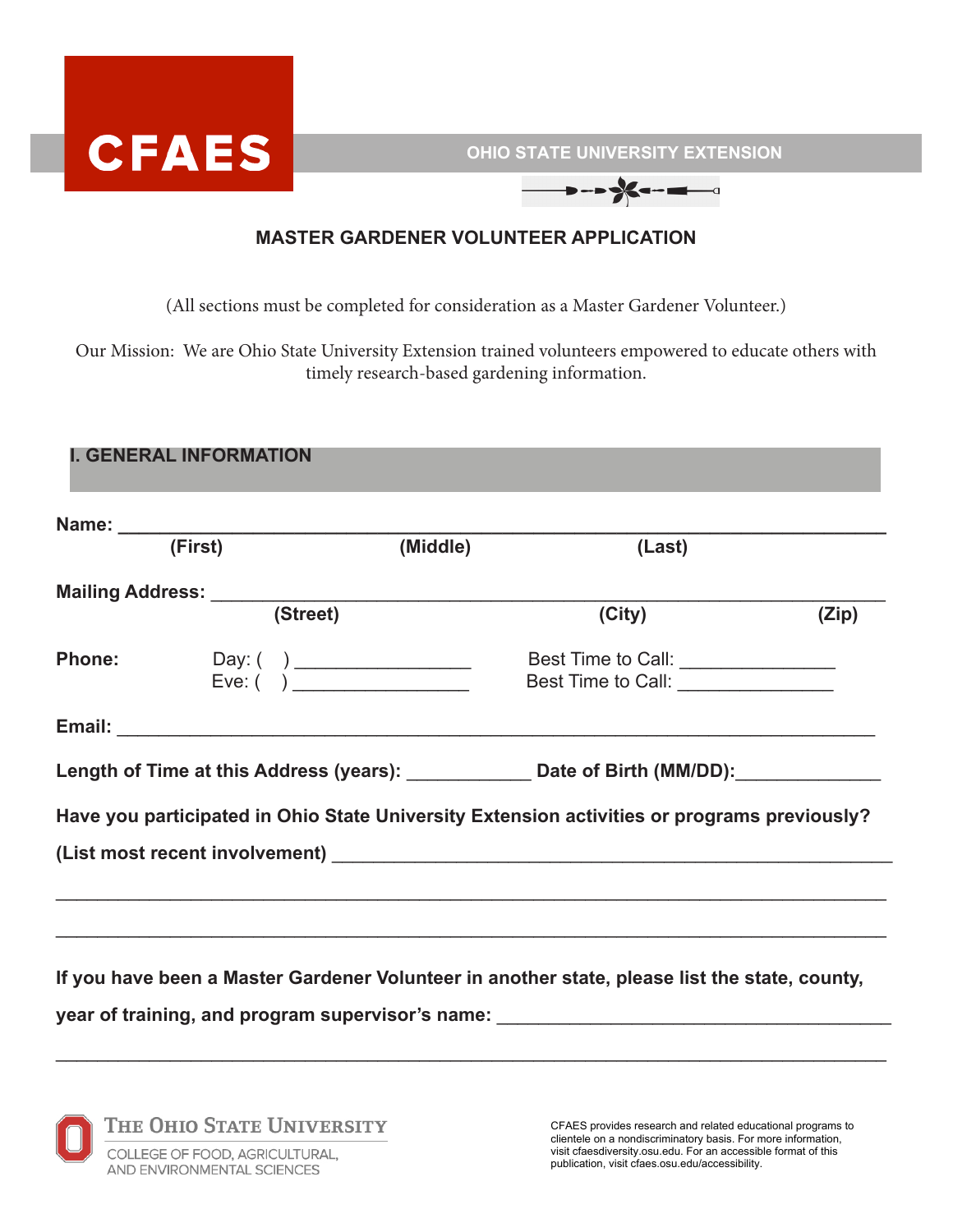CFAES

OHIO STATE UNIVERSITY EXTENSION

# MASTER GARDENER VOLUNTEER APPLICATION

(All sections must be completed for consideration as a Master Gardener Volunteer.)

Our Mission: We are Ohio State University Extension trained volunteers empowered to educate others with timely research-based gardening information.

## I. GENERAL INFORMATION

**Name:** ________________________________________________________________________
**(First)** **(Middle)** **(Last)**

**Mailing Address:** ________________________________________________________________
**(Street)** **(City)** **(Zip)**

**Phone:** Day: ( ) _________________ Best Time to Call: _______________
Eve: ( ) _________________ Best Time to Call: _______________

**Email:** ______________________________________________________________________

**Length of Time at this Address (years):** ____________ **Date of Birth (MM/DD):**______________

**Have you participated in Ohio State University Extension activities or programs previously?**

**(List most recent involvement)** ______________________________________________________

_______________________________________________________________________________

_______________________________________________________________________________

**If you have been a Master Gardener Volunteer in another state, please list the state, county, year of training, and program supervisor's name:** ________________________________________

_______________________________________________________________________________

The Ohio State University
College of Food, Agricultural, and Environmental Sciences

CFAES provides research and related educational programs to clientele on a nondiscriminatory basis. For more information, visit cfaesdiversity.osu.edu. For an accessible format of this publication, visit cfaes.osu.edu/accessibility.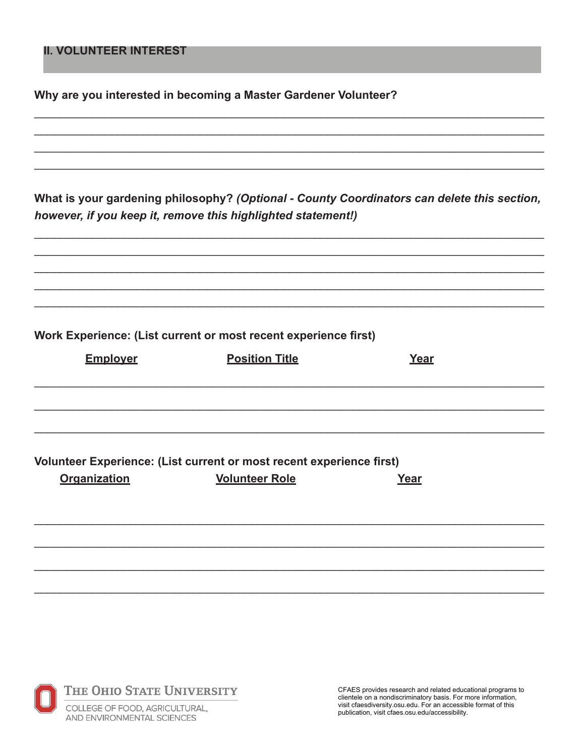## II. VOLUNTEER INTEREST

**Why are you interested in becoming a Master Gardener Volunteer?**

______________________________________________________________________________
______________________________________________________________________________
______________________________________________________________________________
______________________________________________________________________________

**What is your gardening philosophy?** ***(Optional - County Coordinators can delete this section, however, if you keep it, remove this highlighted statement!)***

______________________________________________________________________________
______________________________________________________________________________
______________________________________________________________________________
______________________________________________________________________________
______________________________________________________________________________

**Work Experience: (List current or most recent experience first)**

| Employer | Position Title | Year |
| --- | --- | --- |
| | | |
| | | |
| | | |

**Volunteer Experience: (List current or most recent experience first)**

| Organization | Volunteer Role | Year |
| --- | --- | --- |
| | | |
| | | |
| | | |
| | | |

THE OHIO STATE UNIVERSITY

COLLEGE OF FOOD, AGRICULTURAL, AND ENVIRONMENTAL SCIENCES

CFAES provides research and related educational programs to clientele on a nondiscriminatory basis. For more information, visit cfaesdiversity.osu.edu. For an accessible format of this publication, visit cfaes.osu.edu/accessibility.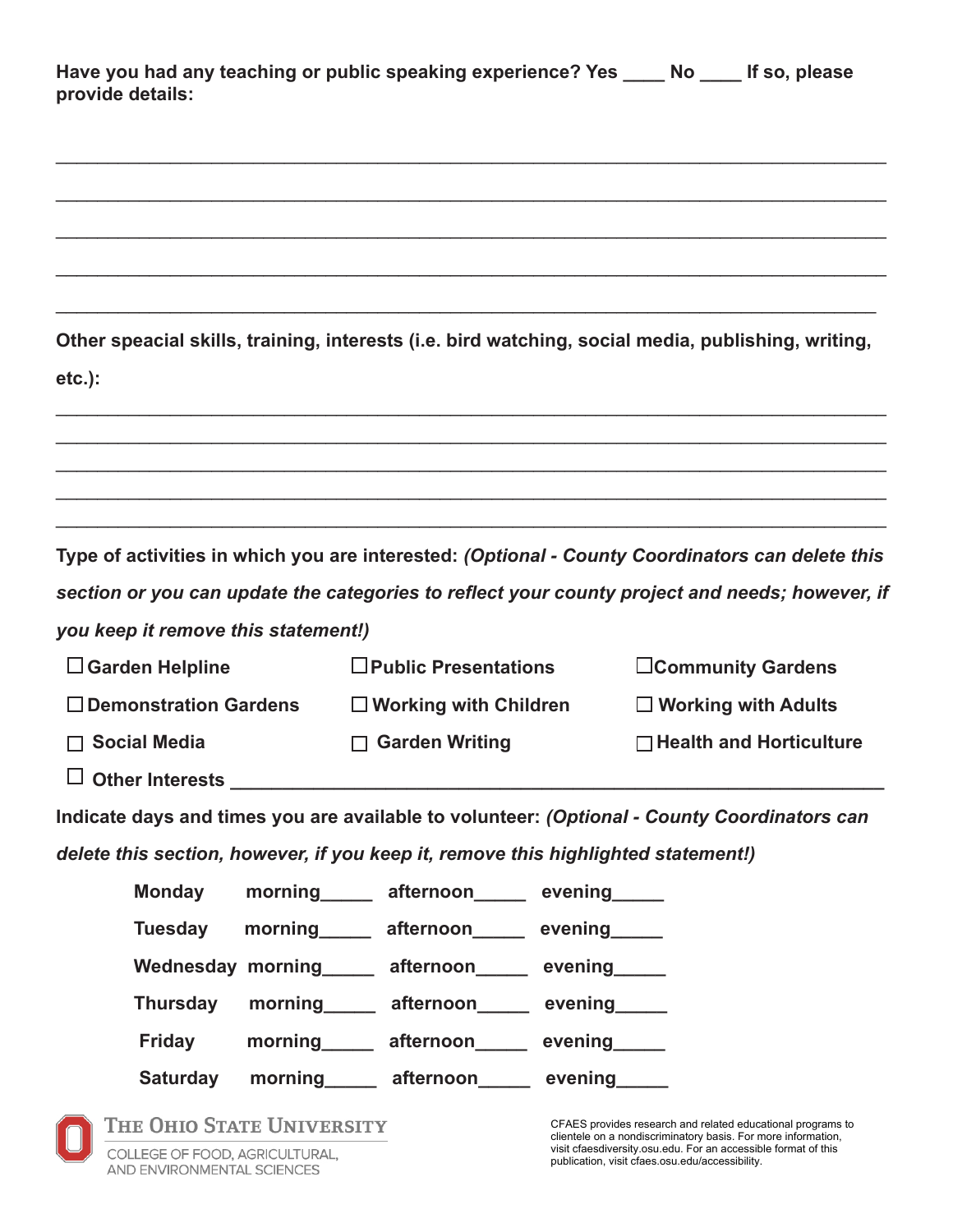**Have you had any teaching or public speaking experience? Yes ____ No ____ If so, please provide details:**

_______________________________________________________________________________

_______________________________________________________________________________

_______________________________________________________________________________

_______________________________________________________________________________

_______________________________________________________________________________

**Other speacial skills, training, interests (i.e. bird watching, social media, publishing, writing, etc.):**

_______________________________________________________________________________

_______________________________________________________________________________

_______________________________________________________________________________

_______________________________________________________________________________

_______________________________________________________________________________

**Type of activities in which you are interested:** ***(Optional - County Coordinators can delete this section or you can update the categories to reflect your county project and needs; however, if you keep it remove this statement!)***

- ☐ **Garden Helpline**
- ☐ **Public Presentations**
- ☐ **Community Gardens**
- ☐ **Demonstration Gardens**
- ☐ **Working with Children**
- ☐ **Working with Adults**
- ☐ **Social Media**
- ☐ **Garden Writing**
- ☐ **Health and Horticulture**
- ☐ **Other Interests** _______________________________________________

**Indicate days and times you are available to volunteer:** ***(Optional - County Coordinators can delete this section, however, if you keep it, remove this highlighted statement!)***

| | | | |
|---|---|---|---|
| **Monday** | **morning_____** | **afternoon_____** | **evening_____** |
| **Tuesday** | **morning_____** | **afternoon_____** | **evening_____** |
| **Wednesday** | **morning_____** | **afternoon_____** | **evening_____** |
| **Thursday** | **morning_____** | **afternoon_____** | **evening_____** |
| **Friday** | **morning_____** | **afternoon_____** | **evening_____** |
| **Saturday** | **morning_____** | **afternoon_____** | **evening_____** |

The Ohio State University
College of Food, Agricultural, and Environmental Sciences

CFAES provides research and related educational programs to clientele on a nondiscriminatory basis. For more information, visit cfaesdiversity.osu.edu. For an accessible format of this publication, visit cfaes.osu.edu/accessibility.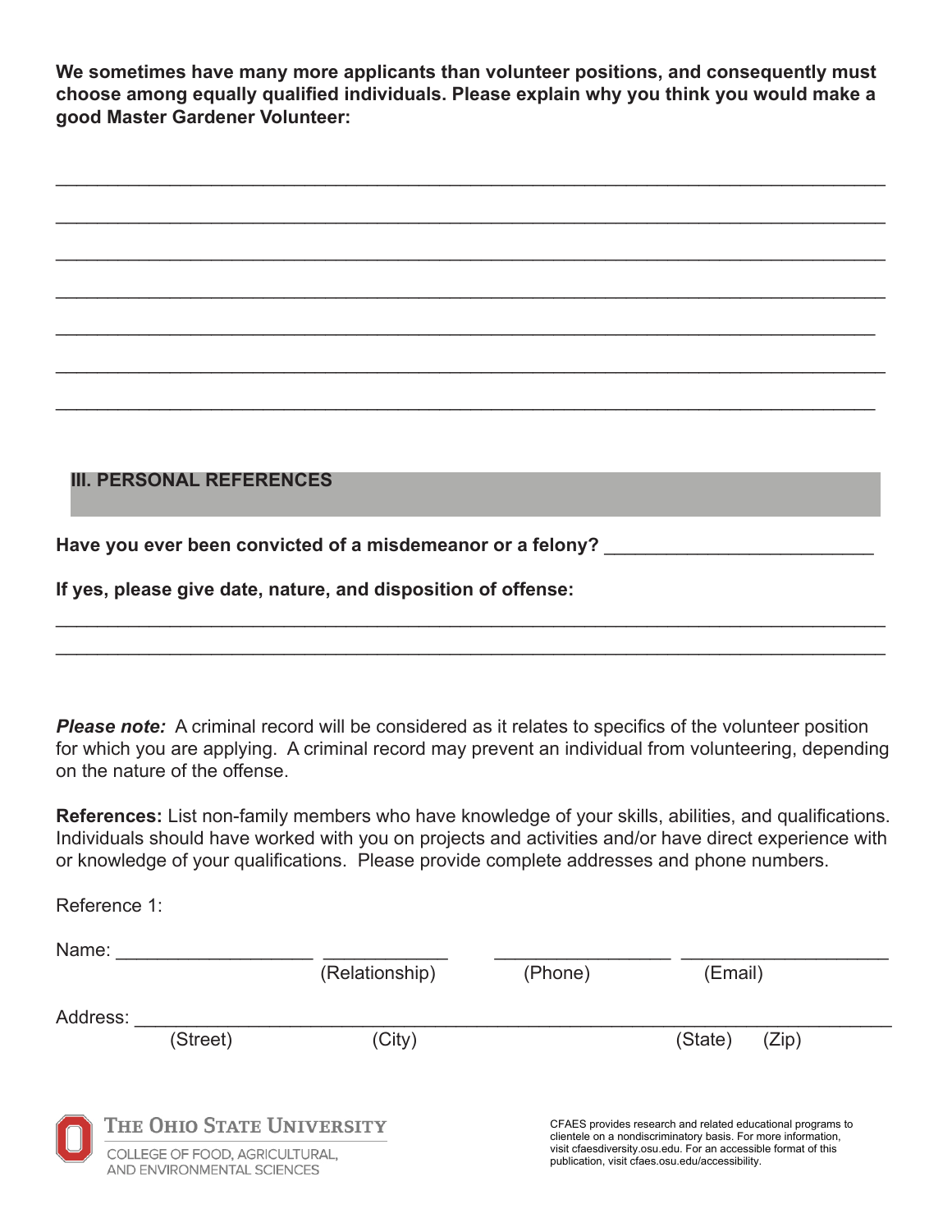**We sometimes have many more applicants than volunteer positions, and consequently must choose among equally qualified individuals. Please explain why you think you would make a good Master Gardener Volunteer:**

_______________________________________________________________________________

_______________________________________________________________________________

_______________________________________________________________________________

_______________________________________________________________________________

_______________________________________________________________________________

_______________________________________________________________________________

_______________________________________________________________________________

## III. PERSONAL REFERENCES

**Have you ever been convicted of a misdemeanor or a felony?** __________________________

**If yes, please give date, nature, and disposition of offense:**

_______________________________________________________________________________

_______________________________________________________________________________

***Please note:*** A criminal record will be considered as it relates to specifics of the volunteer position for which you are applying. A criminal record may prevent an individual from volunteering, depending on the nature of the offense.

**References:** List non-family members who have knowledge of your skills, abilities, and qualifications. Individuals should have worked with you on projects and activities and/or have direct experience with or knowledge of your qualifications. Please provide complete addresses and phone numbers.

Reference 1:

Name: ___________________ ____________ _________________ ____________________
(Relationship) (Phone) (Email)

Address: _____________________________________________________________________
(Street) (City) (State) (Zip)

THE OHIO STATE UNIVERSITY
COLLEGE OF FOOD, AGRICULTURAL, AND ENVIRONMENTAL SCIENCES

CFAES provides research and related educational programs to clientele on a nondiscriminatory basis. For more information, visit cfaesdiversity.osu.edu. For an accessible format of this publication, visit cfaes.osu.edu/accessibility.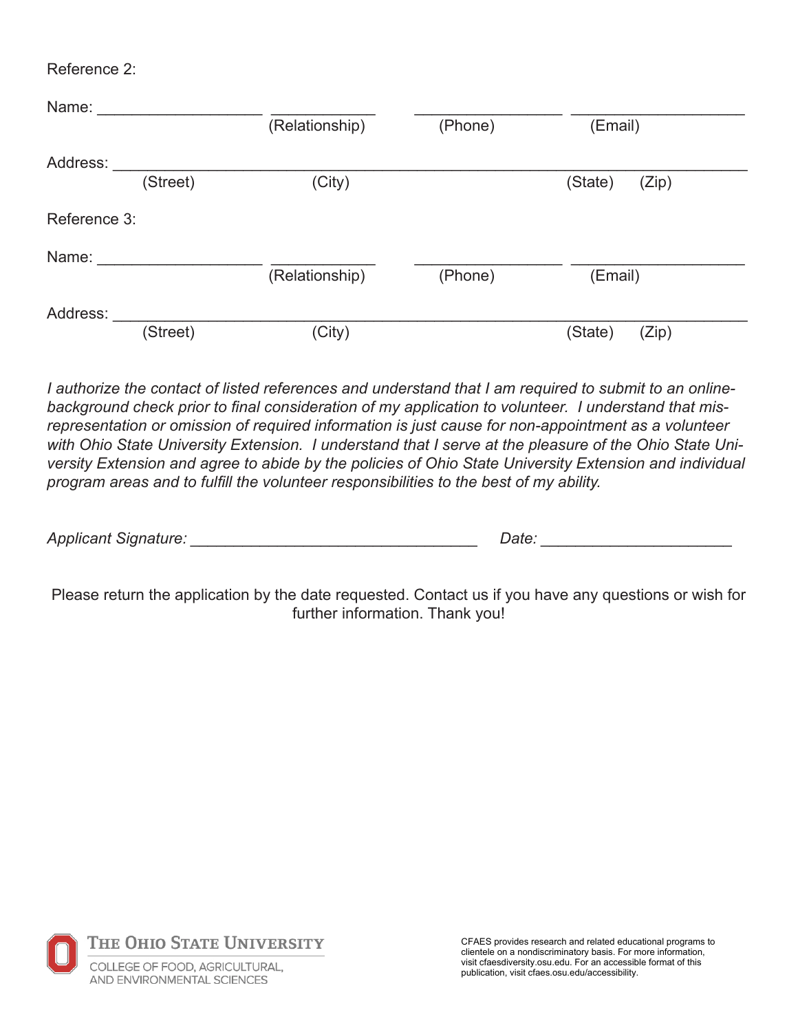Reference 2:

Name: ___________________ ____________ _________________ ____________________
(Relationship) (Phone) (Email)

Address: __________________________________________________________________________
(Street) (City) (State) (Zip)

Reference 3:

Name: ___________________ ____________ _________________ ____________________
(Relationship) (Phone) (Email)

Address: __________________________________________________________________________
(Street) (City) (State) (Zip)

*I authorize the contact of listed references and understand that I am required to submit to an online-background check prior to final consideration of my application to volunteer. I understand that misrepresentation or omission of required information is just cause for non-appointment as a volunteer with Ohio State University Extension. I understand that I serve at the pleasure of the Ohio State University Extension and agree to abide by the policies of Ohio State University Extension and individual program areas and to fulfill the volunteer responsibilities to the best of my ability.*

*Applicant Signature:* _________________________________ *Date:* ______________________

Please return the application by the date requested. Contact us if you have any questions or wish for further information. Thank you!

THE OHIO STATE UNIVERSITY
COLLEGE OF FOOD, AGRICULTURAL, AND ENVIRONMENTAL SCIENCES

CFAES provides research and related educational programs to clientele on a nondiscriminatory basis. For more information, visit cfaesdiversity.osu.edu. For an accessible format of this publication, visit cfaes.osu.edu/accessibility.